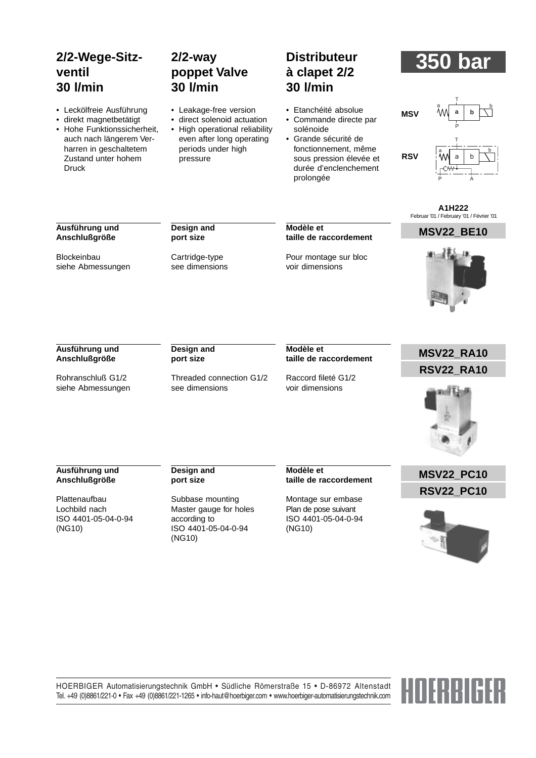# 350 bar

## 2/2-Wege-Sitz-ventil 30 l/min

- Lecköffreie Ausführung
- direkt magnetbetätigt
- Hohe Funktionssicherheit, auch nach längerem Verharren in geschaltetem Zustand unter hohem Druck

## 2/2-way poppet Valve 30 l/min

- Leakage-free version
- direct solenoid actuation
- High operational reliability even after long operating periods under high pressure

## Distributeur à clapet 2/2 30 l/min

- Etanchéité absolue
- Commande directe par solénoide
- Grande sécurité de fonctionnement, même sous pression élevée et durée d'enclenchement prolongée

MSV

RSV

**A1H222**
Februar '01 / February '01 / Février '01

---

**Ausführung und Anschlußgröße**

Blockeinbau
siehe Abmessungen

**Design and port size**

Cartridge-type
see dimensions

**Modèle et taille de raccordement**

Pour montage sur bloc
voir dimensions

**MSV22_BE10**

---

**Ausführung und Anschlußgröße**

Rohranschluß G1/2
siehe Abmessungen

**Design and port size**

Threaded connection G1/2
see dimensions

**Modèle et taille de raccordement**

Raccord fileté G1/2
voir dimensions

**MSV22_RA10**

**RSV22_RA10**

---

**Ausführung und Anschlußgröße**

Plattenaufbau
Lochbild nach
ISO 4401-05-04-0-94
(NG10)

**Design and port size**

Subbase mounting
Master gauge for holes according to
ISO 4401-05-04-0-94
(NG10)

**Modèle et taille de raccordement**

Montage sur embase
Plan de pose suivant
ISO 4401-05-04-0-94
(NG10)

**MSV22_PC10**

**RSV22_PC10**

---

HOERBIGER Automatisierungstechnik GmbH • Südliche Römerstraße 15 • D-86972 Altenstadt
Tel. +49 (0)8861/221-0 • Fax +49 (0)8861/221-1265 • info-haut@hoerbiger.com • www.hoerbiger-automatisierungstechnik.com

HOERBIGER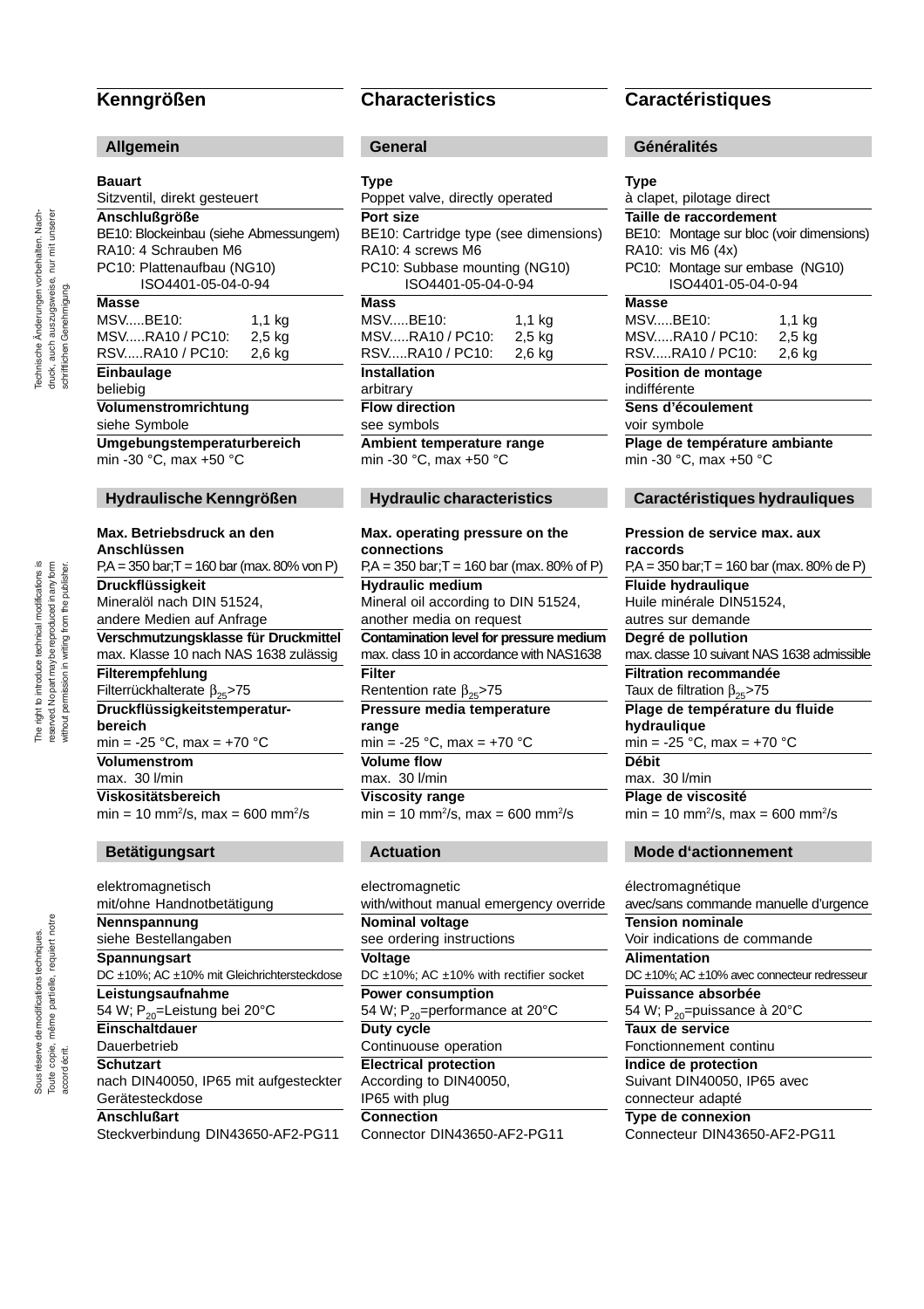## Kenngrößen

### Allgemein

**Bauart**
Sitzventil, direkt gesteuert

**Anschlußgröße**
BE10: Blockeinbau (siehe Abmessungen)
RA10: 4 Schrauben M6
PC10: Plattenaufbau (NG10)
ISO4401-05-04-0-94

**Masse**
MSV.....BE10: 1,1 kg
MSV.....RA10 / PC10: 2,5 kg
RSV.....RA10 / PC10: 2,6 kg

**Einbaulage**
beliebig

**Volumenstromrichtung**
siehe Symbole

**Umgebungstemperaturbereich**
min -30 °C, max +50 °C

### Hydraulische Kenngrößen

**Max. Betriebsdruck an den Anschlüssen**
P,A = 350 bar;T = 160 bar (max. 80% von P)

**Druckflüssigkeit**
Mineralöl nach DIN 51524,
andere Medien auf Anfrage

**Verschmutzungsklasse für Druckmittel**
max. Klasse 10 nach NAS 1638 zulässig

**Filterempfehlung**
Filterrückhalterate $\beta_{25}$>75

**Druckflüssigkeitstemperatur-bereich**
min = -25 °C, max = +70 °C

**Volumenstrom**
max. 30 l/min

**Viskositätsbereich**
min = 10 $mm^2$/s, max = 600 $mm^2$/s

### Betätigungsart

elektromagnetisch
mit/ohne Handnotbetätigung

**Nennspannung**
siehe Bestellangaben

**Spannungsart**
DC ±10%; AC ±10% mit Gleichrichtersteckdose

**Leistungsaufnahme**
54 W; $P_{20}$=Leistung bei 20°C

**Einschaltdauer**
Dauerbetrieb

**Schutzart**
nach DIN40050, IP65 mit aufgesteckter Gerätesteckdose

**Anschlußart**
Steckverbindung DIN43650-AF2-PG11

## Characteristics

### General

**Type**
Poppet valve, directly operated

**Port size**
BE10: Cartridge type (see dimensions)
RA10: 4 screws M6
PC10: Subbase mounting (NG10)
ISO4401-05-04-0-94

**Mass**
MSV.....BE10: 1,1 kg
MSV.....RA10 / PC10: 2,5 kg
RSV.....RA10 / PC10: 2,6 kg

**Installation**
arbitrary

**Flow direction**
see symbols

**Ambient temperature range**
min -30 °C, max +50 °C

### Hydraulic characteristics

**Max. operating pressure on the connections**
P,A = 350 bar;T = 160 bar (max. 80% of P)

**Hydraulic medium**
Mineral oil according to DIN 51524,
another media on request

**Contamination level for pressure medium**
max. class 10 in accordance with NAS1638

**Filter**
Rentention rate $\beta_{25}$>75

**Pressure media temperature range**
min = -25 °C, max = +70 °C

**Volume flow**
max. 30 l/min

**Viscosity range**
min = 10 $mm^2$/s, max = 600 $mm^2$/s

### Actuation

electromagnetic
with/without manual emergency override

**Nominal voltage**
see ordering instructions

**Voltage**
DC ±10%; AC ±10% with rectifier socket

**Power consumption**
54 W; $P_{20}$=performance at 20°C

**Duty cycle**
Continuouse operation

**Electrical protection**
According to DIN40050,
IP65 with plug

**Connection**
Connector DIN43650-AF2-PG11

## Caractéristiques

### Généralités

**Type**
à clapet, pilotage direct

**Taille de raccordement**
BE10: Montage sur bloc (voir dimensions)
RA10: vis M6 (4x)
PC10: Montage sur embase (NG10)
ISO4401-05-04-0-94

**Masse**
MSV.....BE10: 1,1 kg
MSV.....RA10 / PC10: 2,5 kg
RSV.....RA10 / PC10: 2,6 kg

**Position de montage**
indifférente

**Sens d'écoulement**
voir symbole

**Plage de température ambiante**
min -30 °C, max +50 °C

### Caractéristiques hydrauliques

**Pression de service max. aux raccords**
P,A = 350 bar;T = 160 bar (max. 80% de P)

**Fluide hydraulique**
Huile minérale DIN51524,
autres sur demande

**Degré de pollution**
max. classe 10 suivant NAS 1638 admissible

**Filtration recommandée**
Taux de filtration $\beta_{25}$>75

**Plage de température du fluide hydraulique**
min = -25 °C, max = +70 °C

**Débit**
max. 30 l/min

**Plage de viscosité**
min = 10 $mm^2$/s, max = 600 $mm^2$/s

### Mode d'actionnement

électromagnétique
avec/sans commande manuelle d'urgence

**Tension nominale**
Voir indications de commande

**Alimentation**
DC ±10%; AC ±10% avec connecteur redresseur

**Puissance absorbée**
54 W; $P_{20}$=puissance à 20°C

**Taux de service**
Fonctionnement continu

**Indice de protection**
Suivant DIN40050, IP65 avec connecteur adapté

**Type de connexion**
Connecteur DIN43650-AF2-PG11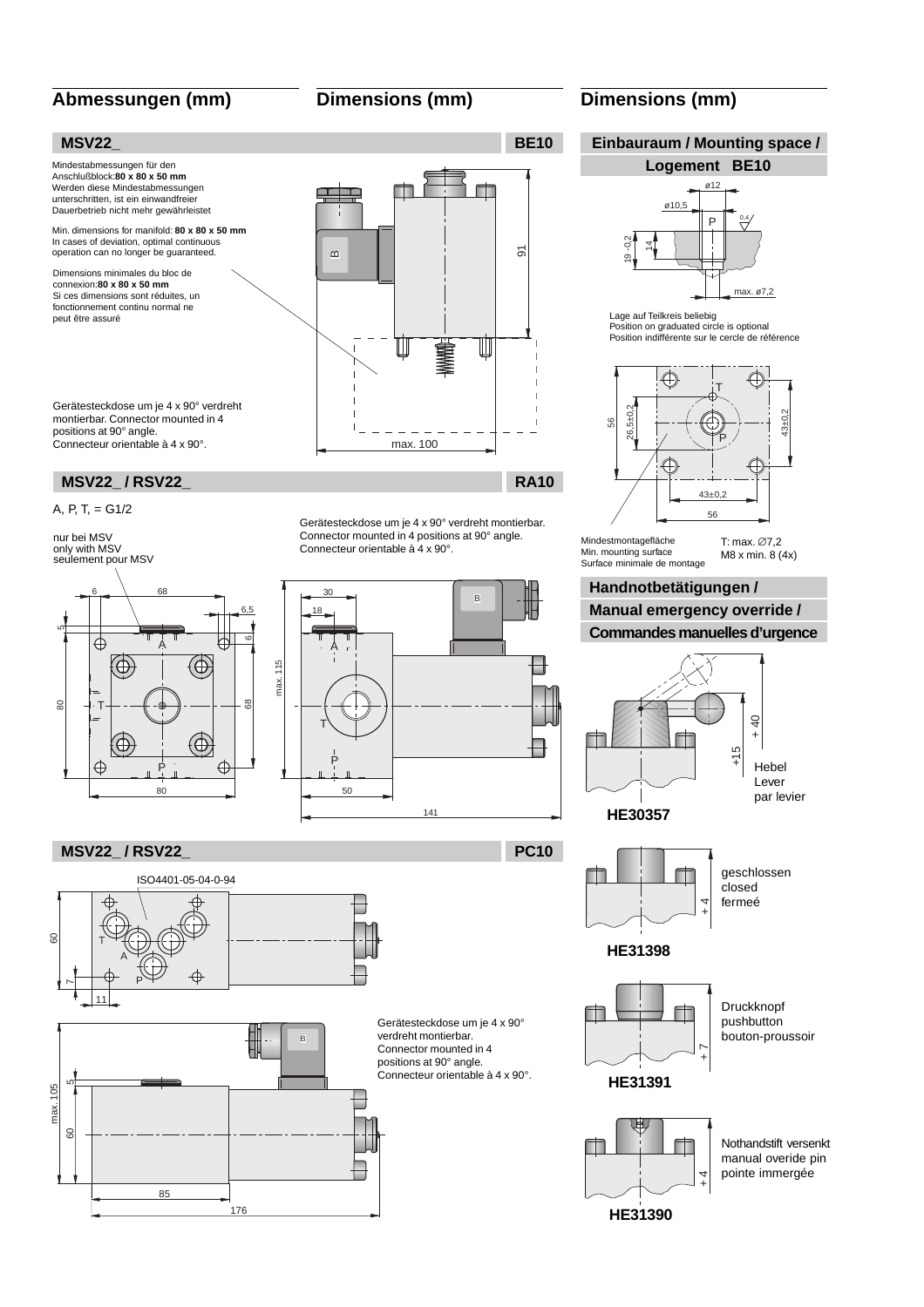## Abmessungen (mm)

## Dimensions (mm)

## Dimensions (mm)

### MSV22_ BE10

Mindestabmessungen für den Anschlußblock:**80 x 80 x 50 mm**
Werden diese Mindestabmessungen unterschritten, ist ein einwandfreier Dauerbetrieb nicht mehr gewährleistet

Min. dimensions for manifold: **80 x 80 x 50 mm**
In cases of deviation, optimal continuous operation can no longer be guaranteed.

Dimensions minimales du bloc de connexion:**80 x 80 x 50 mm**
Si ces dimensions sont réduites, un fonctionnement continu normal ne peut être assuré

Gerätesteckdose um je 4 x 90° verdreht montierbar. Connector mounted in 4 positions at 90° angle.
Connecteur orientable à 4 x 90°.

B
91
max. 100

### Einbauraum / Mounting space / Logement BE10

ø12
ø10,5
P
0,4
19 -0,2
14
max. ø7,2

Lage auf Teilkreis beliebig
Position on graduated circle is optional
Position indifférente sur le cercle de référence

T
P
56
26,5±0,2
43±0,2
43±0,2
56

Mindestmontagefläche
Min. mounting surface
Surface minimale de montage

T: max. ∅7,2
M8 x min. 8 (4x)

### MSV22_ / RSV22_ RA10

A, P, T, = G1/2

nur bei MSV
only with MSV
seulement pour MSV

Gerätesteckdose um je 4 x 90° verdreht montierbar.
Connector mounted in 4 positions at 90° angle.
Connecteur orientable à 4 x 90°.

6
68
6,5
5
6
A
80
T
68
P
80
30
18
A
max. 115
T
P
50
141
B

### Handnotbetätigungen / Manual emergency override / Commandes manuelles d'urgence

+ 40
+15
Hebel
Lever
par levier

**HE30357**

geschlossen
closed
fermeé
+ 4

**HE31398**

Druckknopf
pushbutton
bouton-proussoir
+ 7

**HE31391**

Nothandstift versenkt
manual overide pin
pointe immergée
+ 4

**HE31390**

### MSV22_ / RSV22_ PC10

ISO4401-05-04-0-94

60
T
A
P
7
11

Gerätesteckdose um je 4 x 90° verdreht montierbar.
Connector mounted in 4 positions at 90° angle.
Connecteur orientable à 4 x 90°.

B
max. 105
5
60
85
176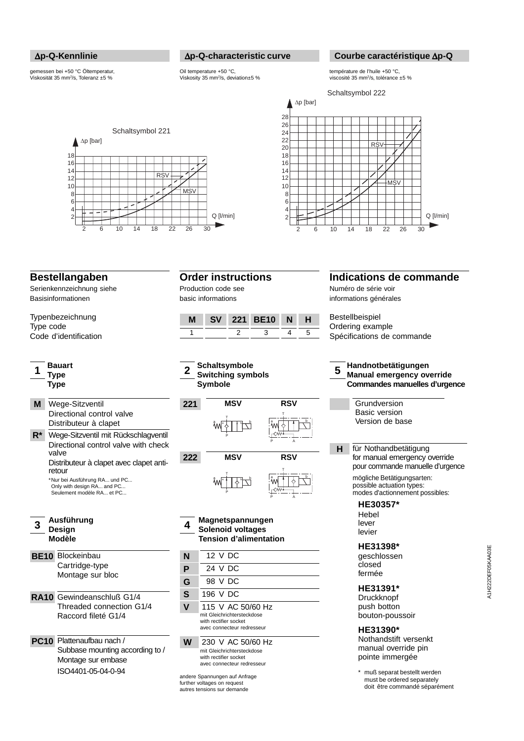## Δp-Q-Kennlinie

gemessen bei +50 °C Öltemperatur, Viskosität 35 mm²/s, Toleranz ±5 %

## Δp-Q-characteristic curve

Oil temperature +50 °C, Viskosity 35 mm²/s, deviation±5 %

## Courbe caractéristique Δp-Q

température de l'huile +50 °C, viscosité 35 mm²/s, tolérance ±5 %

Schaltsymbol 221

Δp [bar]

18
16
14
12
10
8
6
4
2

RSV
MSV

Q [l/min]

2 6 10 14 18 22 26 30

Schaltsymbol 222

Δp [bar]

28
26
24
22
20
18
16
14
12
10
8
6
4
2

RSV
MSV

Q [l/min]

2 6 10 14 18 22 26 30

## Bestellangaben

Serienkennzeichnung siehe Basisinformationen

## Order instructions

Production code see basic informations

## Indications de commande

Numéro de série voir informations générales

Typenbezeichnung
Type code
Code d'identification

| M | SV | 221 | BE10 | N | H |
|---|---|---|---|---|---|
| 1 | | 2 | 3 | 4 | 5 |

Bestellbeispiel
Ordering example
Spécifications de commande

### 1 Bauart / Type / Type

| | |
|---|---|
| **M** | Wege-Sitzventil<br>Directional control valve<br>Distributeur à clapet |
| **R*** | Wege-Sitzventil mit Rückschlagventil<br>Directional control valve with check valve<br>Distributeur à clapet avec clapet anti-retour<br>* Nur bei Ausführung RA... und PC...<br>Only with design RA... and PC...<br>Seulement modèle RA... et PC... |

### 2 Schaltsymbole / Switching symbols / Symbole

| | MSV | RSV |
|---|---|---|
| **221** | | |
| **222** | | |

### 3 Ausführung / Design / Modèle

| | |
|---|---|
| **BE10** | Blockeinbau<br>Cartridge-type<br>Montage sur bloc |
| **RA10** | Gewindeanschluß G1/4<br>Threaded connection G1/4<br>Raccord fileté G1/4 |
| **PC10** | Plattenaufbau nach /<br>Subbase mounting according to /<br>Montage sur embase<br>ISO4401-05-04-0-94 |

### 4 Magnetspannungen / Solenoid voltages / Tension d'alimentation

| | |
|---|---|
| **N** | 12 V DC |
| **P** | 24 V DC |
| **G** | 98 V DC |
| **S** | 196 V DC |
| **V** | 115 V AC 50/60 Hz<br>mit Gleichrichtersteckdose<br>with rectifier socket<br>avec connecteur redresseur |
| **W** | 230 V AC 50/60 Hz<br>mit Gleichrichtersteckdose<br>with rectifier socket<br>avec connecteur redresseur |

andere Spannungen auf Anfrage
further voltages on request
autres tensions sur demande

### 5 Handnotbetätigungen / Manual emergency override / Commandes manuelles d'urgence

| | |
|---|---|
| | Grundversion<br>Basic version<br>Version de base |
| **H** | für Nothandbetätigung<br>for manual emergency override<br>pour commande manuelle d'urgence |

mögliche Betätigungsarten:
possible actuation types:
modes d'actionnement possibles:

**HE30357***
Hebel
lever
levier

**HE31398***
geschlossen
closed
fermée

**HE31391***
Druckknopf
push botton
bouton-poussoir

**HE31390***
Nothandstift versenkt
manual override pin
pointe immergée

* muß separat bestellt werden
must be ordered separately
doit être commandé séparément

A1H222DEF05KAA03E